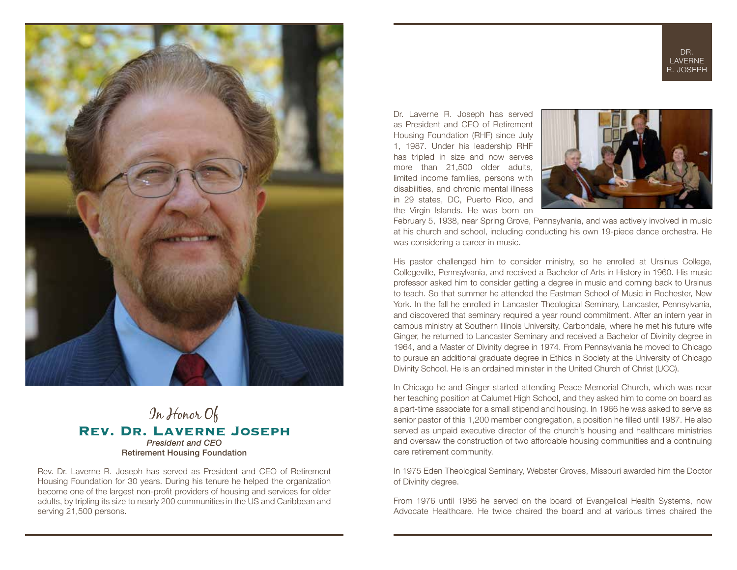In Honor Of

## Rev. Dr. Laverne Joseph

*President and CEO*

**Retirement Housing Foundation**

Rev. Dr. Laverne R. Joseph has served as President and CEO of Retirement Housing Foundation for 30 years. During his tenure he helped the organization become one of the largest non-profit providers of housing and services for older adults, by tripling its size to nearly 200 communities in the US and Caribbean and serving 21,500 persons.

# DR. LAVERNE R. JOSEPH

Dr. Laverne R. Joseph has served as President and CEO of Retirement Housing Foundation (RHF) since July 1, 1987. Under his leadership RHF has tripled in size and now serves more than 21,500 older adults, limited income families, persons with disabilities, and chronic mental illness in 29 states, DC, Puerto Rico, and the Virgin Islands. He was born on February 5, 1938, near Spring Grove, Pennsylvania, and was actively involved in music at his church and school, including conducting his own 19-piece dance orchestra. He was considering a career in music.

His pastor challenged him to consider ministry, so he enrolled at Ursinus College, Collegeville, Pennsylvania, and received a Bachelor of Arts in History in 1960. His music professor asked him to consider getting a degree in music and coming back to Ursinus to teach. So that summer he attended the Eastman School of Music in Rochester, New York. In the fall he enrolled in Lancaster Theological Seminary, Lancaster, Pennsylvania, and discovered that seminary required a year round commitment. After an intern year in campus ministry at Southern Illinois University, Carbondale, where he met his future wife Ginger, he returned to Lancaster Seminary and received a Bachelor of Divinity degree in 1964, and a Master of Divinity degree in 1974. From Pennsylvania he moved to Chicago to pursue an additional graduate degree in Ethics in Society at the University of Chicago Divinity School. He is an ordained minister in the United Church of Christ (UCC).

In Chicago he and Ginger started attending Peace Memorial Church, which was near her teaching position at Calumet High School, and they asked him to come on board as a part-time associate for a small stipend and housing. In 1966 he was asked to serve as senior pastor of this 1,200 member congregation, a position he filled until 1987. He also served as unpaid executive director of the church's housing and healthcare ministries and oversaw the construction of two affordable housing communities and a continuing care retirement community.

In 1975 Eden Theological Seminary, Webster Groves, Missouri awarded him the Doctor of Divinity degree.

From 1976 until 1986 he served on the board of Evangelical Health Systems, now Advocate Healthcare. He twice chaired the board and at various times chaired the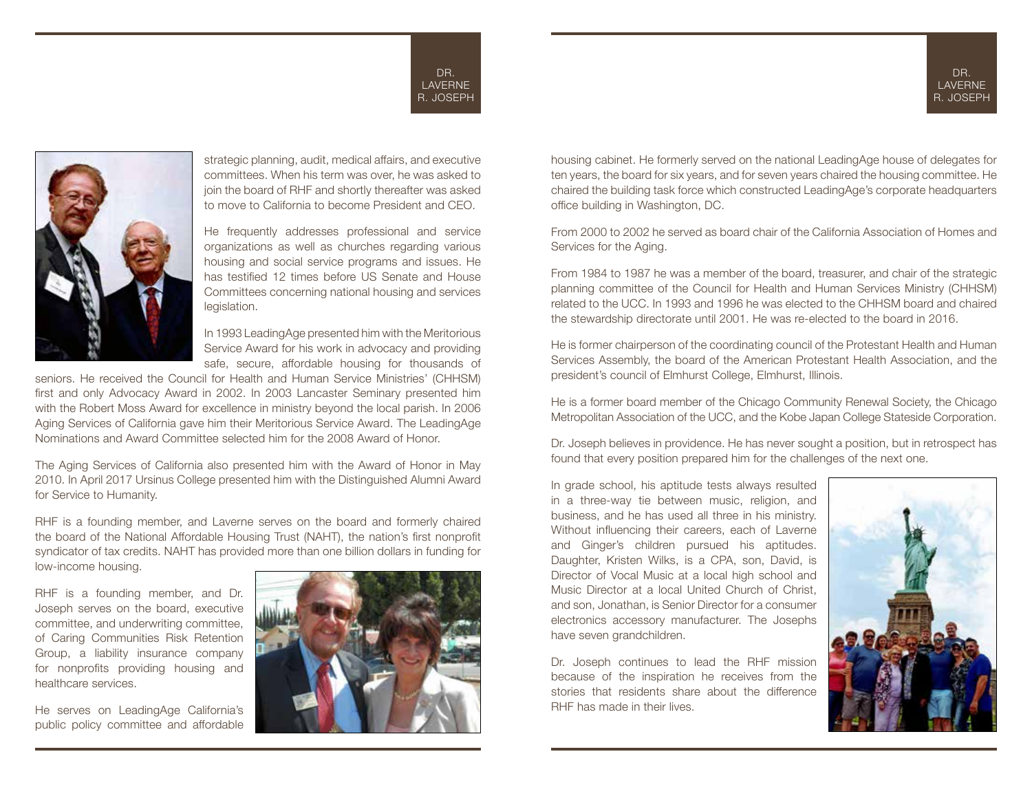strategic planning, audit, medical affairs, and executive committees. When his term was over, he was asked to join the board of RHF and shortly thereafter was asked to move to California to become President and CEO.

He frequently addresses professional and service organizations as well as churches regarding various housing and social service programs and issues. He has testified 12 times before US Senate and House Committees concerning national housing and services legislation.

In 1993 LeadingAge presented him with the Meritorious Service Award for his work in advocacy and providing safe, secure, affordable housing for thousands of seniors. He received the Council for Health and Human Service Ministries' (CHHSM) first and only Advocacy Award in 2002. In 2003 Lancaster Seminary presented him with the Robert Moss Award for excellence in ministry beyond the local parish. In 2006 Aging Services of California gave him their Meritorious Service Award. The LeadingAge Nominations and Award Committee selected him for the 2008 Award of Honor.

The Aging Services of California also presented him with the Award of Honor in May 2010. In April 2017 Ursinus College presented him with the Distinguished Alumni Award for Service to Humanity.

RHF is a founding member, and Laverne serves on the board and formerly chaired the board of the National Affordable Housing Trust (NAHT), the nation's first nonprofit syndicator of tax credits. NAHT has provided more than one billion dollars in funding for low-income housing.

RHF is a founding member, and Dr. Joseph serves on the board, executive committee, and underwriting committee, of Caring Communities Risk Retention Group, a liability insurance company for nonprofits providing housing and healthcare services.

He serves on LeadingAge California's public policy committee and affordable housing cabinet. He formerly served on the national LeadingAge house of delegates for ten years, the board for six years, and for seven years chaired the housing committee. He chaired the building task force which constructed LeadingAge's corporate headquarters office building in Washington, DC.

From 2000 to 2002 he served as board chair of the California Association of Homes and Services for the Aging.

From 1984 to 1987 he was a member of the board, treasurer, and chair of the strategic planning committee of the Council for Health and Human Services Ministry (CHHSM) related to the UCC. In 1993 and 1996 he was elected to the CHHSM board and chaired the stewardship directorate until 2001. He was re-elected to the board in 2016.

He is former chairperson of the coordinating council of the Protestant Health and Human Services Assembly, the board of the American Protestant Health Association, and the president's council of Elmhurst College, Elmhurst, Illinois.

He is a former board member of the Chicago Community Renewal Society, the Chicago Metropolitan Association of the UCC, and the Kobe Japan College Stateside Corporation.

Dr. Joseph believes in providence. He has never sought a position, but in retrospect has found that every position prepared him for the challenges of the next one.

In grade school, his aptitude tests always resulted in a three-way tie between music, religion, and business, and he has used all three in his ministry. Without influencing their careers, each of Laverne and Ginger's children pursued his aptitudes. Daughter, Kristen Wilks, is a CPA, son, David, is Director of Vocal Music at a local high school and Music Director at a local United Church of Christ, and son, Jonathan, is Senior Director for a consumer electronics accessory manufacturer. The Josephs have seven grandchildren.

Dr. Joseph continues to lead the RHF mission because of the inspiration he receives from the stories that residents share about the difference RHF has made in their lives.